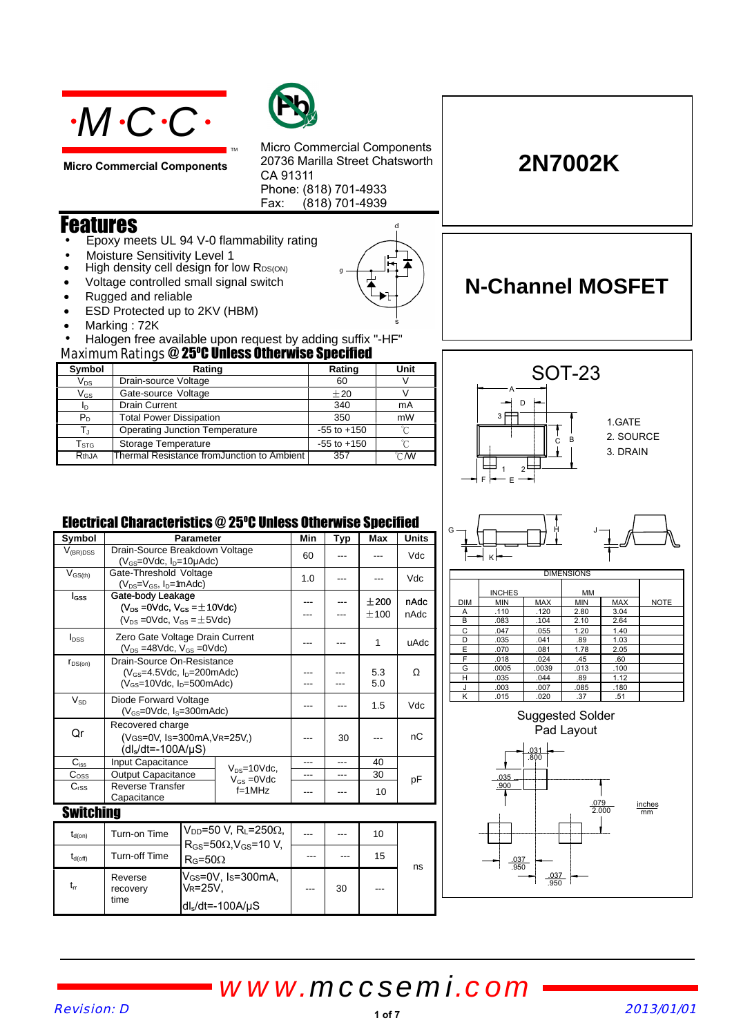# 2N7002K

## N-Channel MOSFET

Micro Commercial Components

Micro Commercial Components
20736 Marilla Street Chatsworth
CA 91311
Phone: (818) 701-4933
Fax: (818) 701-4939

## Features

- Epoxy meets UL 94 V-0 flammability rating
- Moisture Sensitivity Level 1
- High density cell design for low $R_{DS(ON)}$
- Voltage controlled small signal switch
- Rugged and reliable
- ESD Protected up to 2KV (HBM)
- Marking : 72K
- Halogen free available upon request by adding suffix "-HF"

## Maximum Ratings @ 25°C Unless Otherwise Specified

| Symbol | Rating | Rating | Unit |
|---|---|---|---|
| $V_{DS}$ | Drain-source Voltage | 60 | V |
| $V_{GS}$ | Gate-source Voltage | ±20 | V |
| $I_D$ | Drain Current | 340 | mA |
| $P_D$ | Total Power Dissipation | 350 | mW |
| $T_J$ | Operating Junction Temperature | -55 to +150 | ℃ |
| $T_{STG}$ | Storage Temperature | -55 to +150 | ℃ |
| $R_{thJA}$ | Thermal Resistance fromJunction to Ambient | 357 | ℃/W |

## Electrical Characteristics @ 25°C Unless Otherwise Specified

| Symbol | Parameter | | Min | Typ | Max | Units |
|---|---|---|---|---|---|---|
| $V_{(BR)DSS}$ | Drain-Source Breakdown Voltage ($V_{GS}$=0Vdc, $I_D$=10μAdc) | | 60 | --- | --- | Vdc |
| $V_{GS(th)}$ | Gate-Threshold Voltage ($V_{DS}$=$V_{GS}$, $I_D$=1mAdc) | | 1.0 | --- | --- | Vdc |
| $I_{GSS}$ | Gate-body Leakage ($V_{DS}$ =0Vdc, $V_{GS}$ =±10Vdc) | | --- | --- | ±200 | nAdc |
| | ($V_{DS}$ =0Vdc, $V_{GS}$ =±5Vdc) | | --- | --- | ±100 | nAdc |
| $I_{DSS}$ | Zero Gate Voltage Drain Current ($V_{DS}$ =48Vdc, $V_{GS}$ =0Vdc) | | --- | --- | 1 | uAdc |
| $r_{DS(on)}$ | Drain-Source On-Resistance ($V_{GS}$=4.5Vdc, $I_D$=200mAdc) | | --- | --- | 5.3 | Ω |
| | ($V_{GS}$=10Vdc, $I_D$=500mAdc) | | --- | --- | 5.0 | Ω |
| $V_{SD}$ | Diode Forward Voltage ($V_{GS}$=0Vdc, $I_S$=300mAdc) | | --- | --- | 1.5 | Vdc |
| Qr | Recovered charge (VGS=0V, Is=300mA,VR=25V,) ($dI_s/dt$=-100A/μS) | | --- | 30 | --- | nC |
| $C_{iss}$ | Input Capacitance | $V_{DS}$=10Vdc, $V_{GS}$ =0Vdc f=1MHz | --- | --- | 40 | pF |
| $C_{OSS}$ | Output Capacitance | | --- | --- | 30 | pF |
| $C_{rss}$ | Reverse Transfer Capacitance | | --- | --- | 10 | pF |

### Switching

| Symbol | Parameter | Conditions | Min | Typ | Max | Units |
|---|---|---|---|---|---|---|
| $t_{d(on)}$ | Turn-on Time | $V_{DD}$=50 V, $R_L$=250Ω, $R_{GS}$=50Ω,$V_{GS}$=10 V, $R_G$=50Ω | --- | --- | 10 | ns |
| $t_{d(off)}$ | Turn-off Time | | --- | --- | 15 | ns |
| $t_{rr}$ | Reverse recovery time | $V_{GS}$=0V, Is=300mA, VR=25V, $dI_s/dt$=-100A/μS | --- | 30 | --- | ns |

## SOT-23

1. GATE
2. SOURCE
3. DRAIN

| DIM | INCHES MIN | INCHES MAX | MM MIN | MM MAX | NOTE |
|---|---|---|---|---|---|
| A | .110 | .120 | 2.80 | 3.04 | |
| B | .083 | .104 | 2.10 | 2.64 | |
| C | .047 | .055 | 1.20 | 1.40 | |
| D | .035 | .041 | .89 | 1.03 | |
| E | .070 | .081 | 1.78 | 2.05 | |
| F | .018 | .024 | .45 | .60 | |
| G | .0005 | .0039 | .013 | .100 | |
| H | .035 | .044 | .89 | 1.12 | |
| J | .003 | .007 | .085 | .180 | |
| K | .015 | .020 | .37 | .51 | |

### Suggested Solder Pad Layout

Dimensions (inches / mm): .031 / .800; .035 / .900; .079 / 2.000; .037 / .950; .037 / .950

www.mccsemi.com

Revision: D    2013/01/01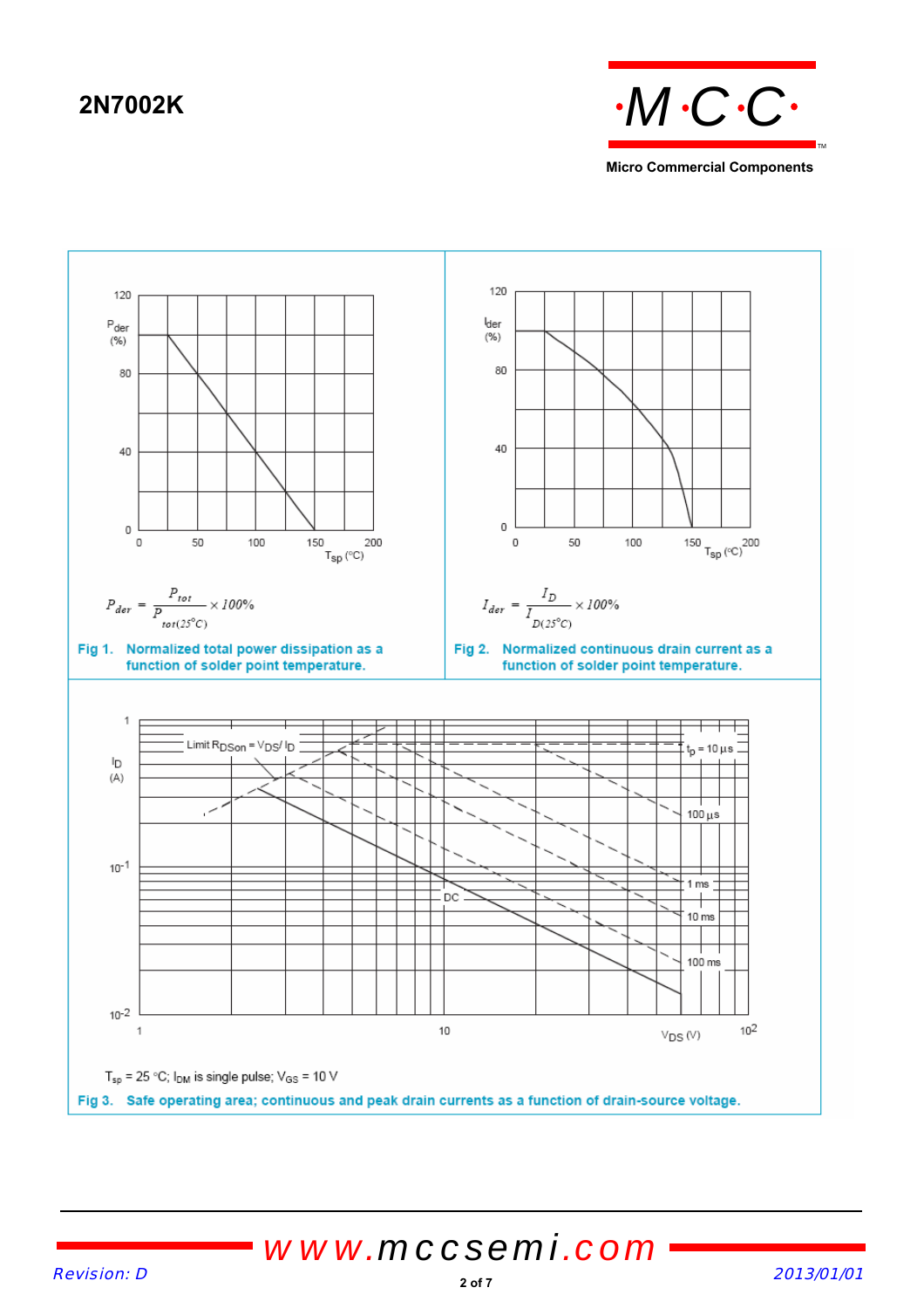$$P_{der} = \frac{P_{tot}}{P_{tot(25^\circ C)}} \times 100\%$$

**Fig 1.** Normalized total power dissipation as a function of solder point temperature.

$$I_{der} = \frac{I_D}{I_{D(25^\circ C)}} \times 100\%$$

**Fig 2.** Normalized continuous drain current as a function of solder point temperature.

$T_{sp}$ = 25 °C; $I_{DM}$ is single pulse; $V_{GS}$ = 10 V

**Fig 3.** Safe operating area; continuous and peak drain currents as a function of drain-source voltage.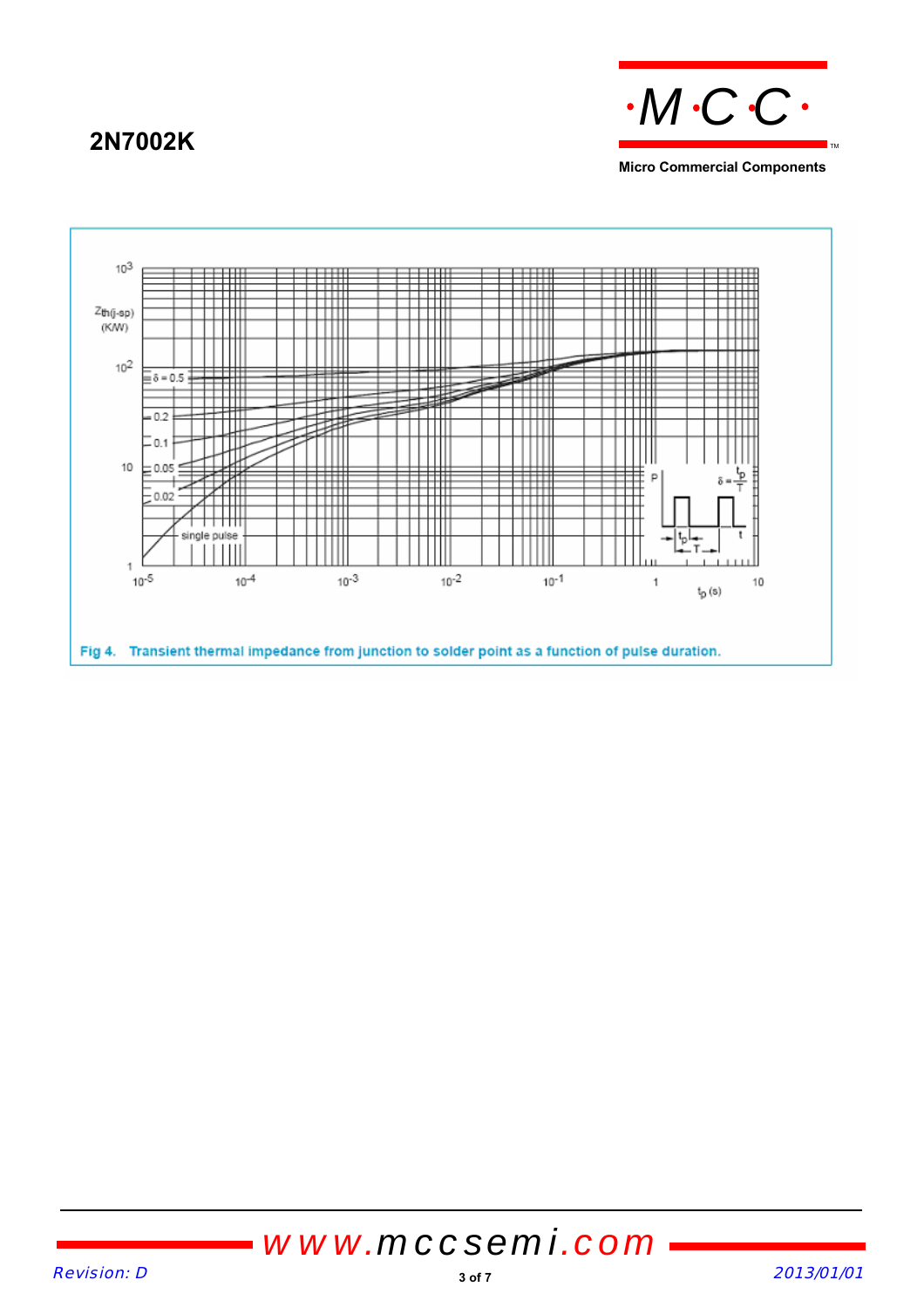**2N7002K**

Fig 4. Transient thermal impedance from junction to solder point as a function of pulse duration.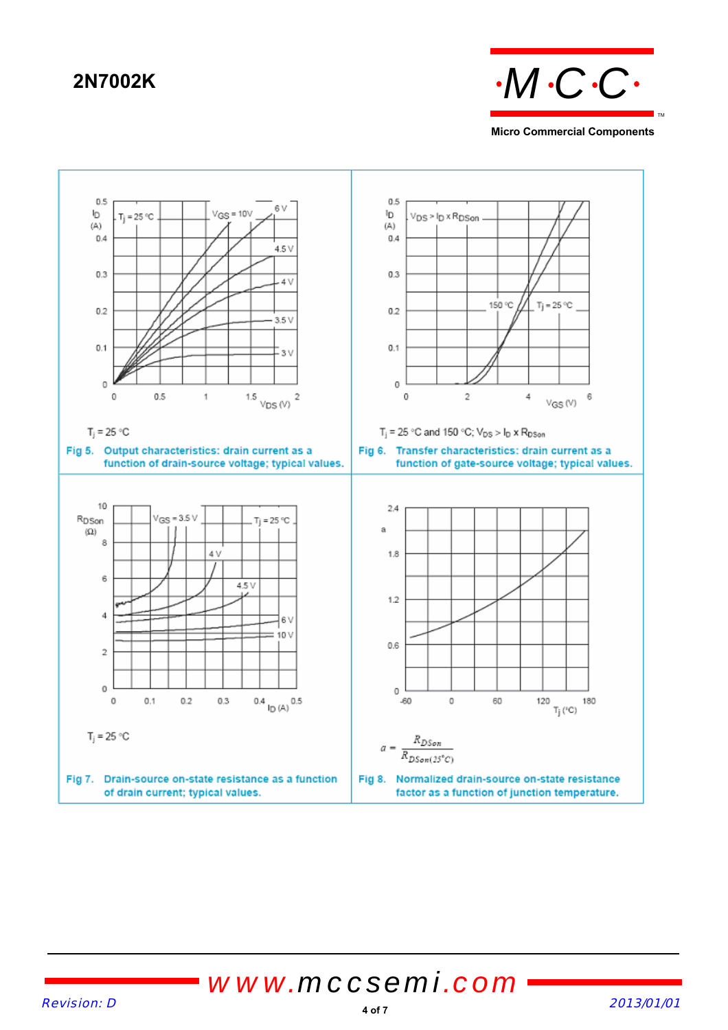# 2N7002K

$T_j = 25\ °C$

Fig 5. Output characteristics: drain current as a function of drain-source voltage; typical values.

$T_j = 25\ °C$ and $150\ °C$; $V_{DS} > I_D \times R_{DSon}$

Fig 6. Transfer characteristics: drain current as a function of gate-source voltage; typical values.

$T_j = 25\ °C$

Fig 7. Drain-source on-state resistance as a function of drain current; typical values.

$$a = \frac{R_{DSon}}{R_{DSon(25°C)}}$$

Fig 8. Normalized drain-source on-state resistance factor as a function of junction temperature.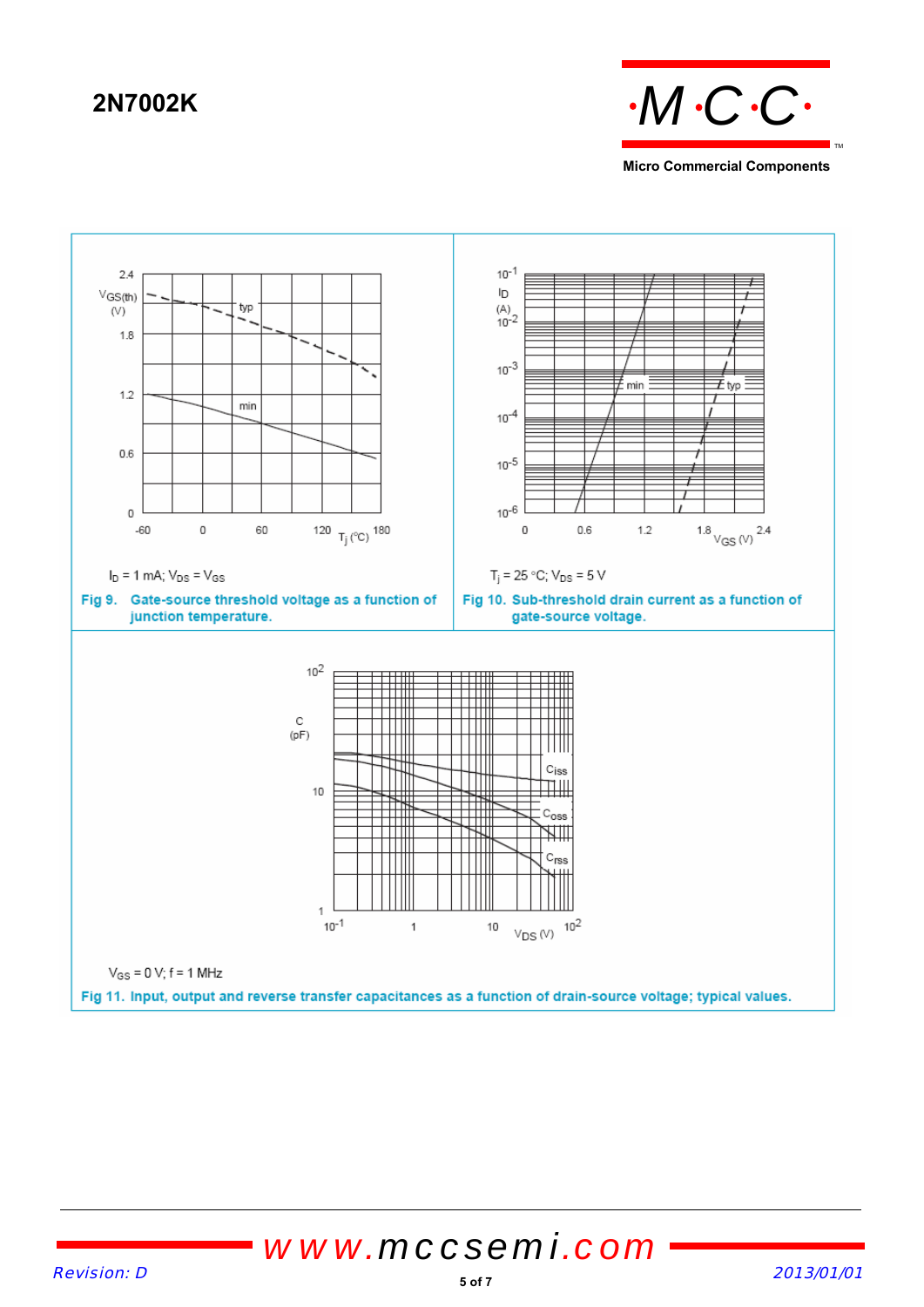## 2N7002K

$I_D$ = 1 mA; $V_{DS}$ = $V_{GS}$

**Fig 9. Gate-source threshold voltage as a function of junction temperature.**

$T_j$ = 25 °C; $V_{DS}$ = 5 V

**Fig 10. Sub-threshold drain current as a function of gate-source voltage.**

$V_{GS}$ = 0 V; f = 1 MHz

**Fig 11. Input, output and reverse transfer capacitances as a function of drain-source voltage; typical values.**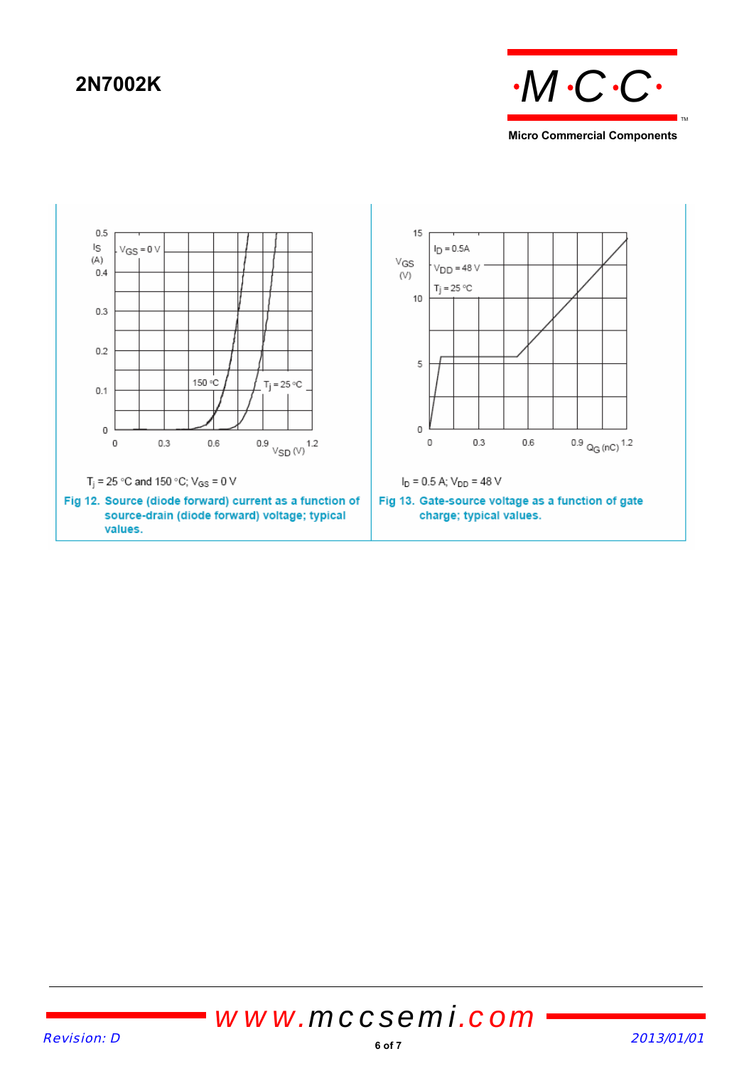$T_j$ = 25 °C and 150 °C; $V_{GS}$ = 0 V

Fig 12. Source (diode forward) current as a function of source-drain (diode forward) voltage; typical values.

$I_D$ = 0.5 A; $V_{DD}$ = 48 V

Fig 13. Gate-source voltage as a function of gate charge; typical values.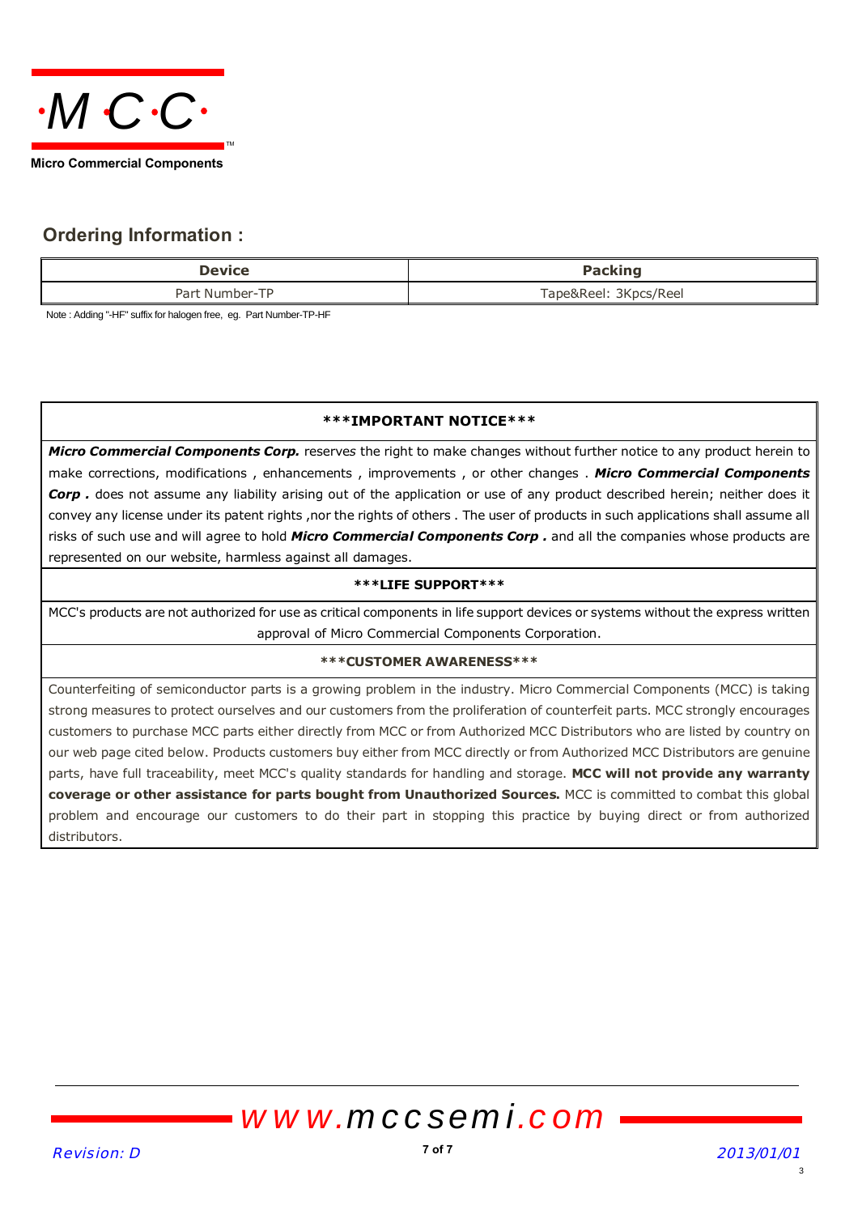**Micro Commercial Components**

## Ordering Information :

| Device | Packing |
|---|---|
| Part Number-TP | Tape&Reel: 3Kpcs/Reel |

Note : Adding "-HF" suffix for halogen free, eg. Part Number-TP-HF

**\*\*\*IMPORTANT NOTICE\*\*\***

***Micro Commercial Components Corp.*** reserves the right to make changes without further notice to any product herein to make corrections, modifications , enhancements , improvements , or other changes . ***Micro Commercial Components Corp .*** does not assume any liability arising out of the application or use of any product described herein; neither does it convey any license under its patent rights ,nor the rights of others . The user of products in such applications shall assume all risks of such use and will agree to hold ***Micro Commercial Components Corp .*** and all the companies whose products are represented on our website, harmless against all damages.

**\*\*\*LIFE SUPPORT\*\*\***

MCC's products are not authorized for use as critical components in life support devices or systems without the express written approval of Micro Commercial Components Corporation.

**\*\*\*CUSTOMER AWARENESS\*\*\***

Counterfeiting of semiconductor parts is a growing problem in the industry. Micro Commercial Components (MCC) is taking strong measures to protect ourselves and our customers from the proliferation of counterfeit parts. MCC strongly encourages customers to purchase MCC parts either directly from MCC or from Authorized MCC Distributors who are listed by country on our web page cited below. Products customers buy either from MCC directly or from Authorized MCC Distributors are genuine parts, have full traceability, meet MCC's quality standards for handling and storage. **MCC will not provide any warranty coverage or other assistance for parts bought from Unauthorized Sources.** MCC is committed to combat this global problem and encourage our customers to do their part in stopping this practice by buying direct or from authorized distributors.

*www.mccsemi.com*

*Revision: D* *2013/01/01*